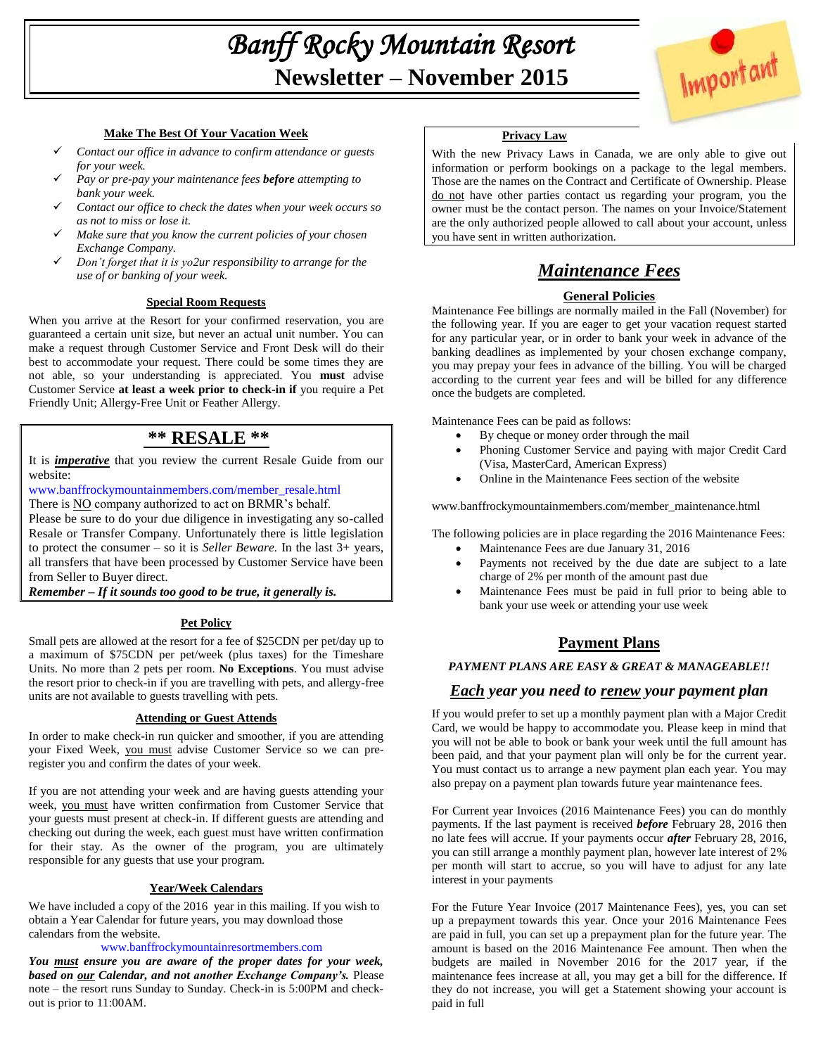# *Banff Rocky Mountain Resort*

## Newsletter – November 2015

Important

### Make The Best Of Your Vacation Week

- ✓ *Contact our office in advance to confirm attendance or guests for your week.*
- ✓ *Pay or pre-pay your maintenance fees **before** attempting to bank your week.*
- ✓ *Contact our office to check the dates when your week occurs so as not to miss or lose it.*
- ✓ *Make sure that you know the current policies of your chosen Exchange Company.*
- ✓ *Don't forget that it is yo2ur responsibility to arrange for the use of or banking of your week.*

### Special Room Requests

When you arrive at the Resort for your confirmed reservation, you are guaranteed a certain unit size, but never an actual unit number. You can make a request through Customer Service and Front Desk will do their best to accommodate your request. There could be some times they are not able, so your understanding is appreciated. You **must** advise Customer Service **at least a week prior to check-in if** you require a Pet Friendly Unit; Allergy-Free Unit or Feather Allergy.

## ** RESALE **

It is ***imperative*** that you review the current Resale Guide from our website:

www.banffrockymountainmembers.com/member_resale.html

There is NO company authorized to act on BRMR's behalf.

Please be sure to do your due diligence in investigating any so-called Resale or Transfer Company. Unfortunately there is little legislation to protect the consumer – so it is *Seller Beware.* In the last 3+ years, all transfers that have been processed by Customer Service have been from Seller to Buyer direct.

***Remember – If it sounds too good to be true, it generally is.***

### Pet Policy

Small pets are allowed at the resort for a fee of $25CDN per pet/day up to a maximum of $75CDN per pet/week (plus taxes) for the Timeshare Units. No more than 2 pets per room. **No Exceptions**. You must advise the resort prior to check-in if you are travelling with pets, and allergy-free units are not available to guests travelling with pets.

### Attending or Guest Attends

In order to make check-in run quicker and smoother, if you are attending your Fixed Week, you must advise Customer Service so we can pre-register you and confirm the dates of your week.

If you are not attending your week and are having guests attending your week, you must have written confirmation from Customer Service that your guests must present at check-in. If different guests are attending and checking out during the week, each guest must have written confirmation for their stay. As the owner of the program, you are ultimately responsible for any guests that use your program.

### Year/Week Calendars

We have included a copy of the 2016 year in this mailing. If you wish to obtain a Year Calendar for future years, you may download those calendars from the website.

www.banffrockymountainresortmembers.com

***You must ensure you are aware of the proper dates for your week, based on our Calendar, and not another Exchange Company's.*** Please note – the resort runs Sunday to Sunday. Check-in is 5:00PM and check-out is prior to 11:00AM.

### Privacy Law

With the new Privacy Laws in Canada, we are only able to give out information or perform bookings on a package to the legal members. Those are the names on the Contract and Certificate of Ownership. Please do not have other parties contact us regarding your program, you the owner must be the contact person. The names on your Invoice/Statement are the only authorized people allowed to call about your account, unless you have sent in written authorization.

## *Maintenance Fees*

### General Policies

Maintenance Fee billings are normally mailed in the Fall (November) for the following year. If you are eager to get your vacation request started for any particular year, or in order to bank your week in advance of the banking deadlines as implemented by your chosen exchange company, you may prepay your fees in advance of the billing. You will be charged according to the current year fees and will be billed for any difference once the budgets are completed.

Maintenance Fees can be paid as follows:

- By cheque or money order through the mail
- Phoning Customer Service and paying with major Credit Card (Visa, MasterCard, American Express)
- Online in the Maintenance Fees section of the website

www.banffrockymountainmembers.com/member_maintenance.html

The following policies are in place regarding the 2016 Maintenance Fees:

- Maintenance Fees are due January 31, 2016
- Payments not received by the due date are subject to a late charge of 2% per month of the amount past due
- Maintenance Fees must be paid in full prior to being able to bank your use week or attending your use week

## Payment Plans

***PAYMENT PLANS ARE EASY & GREAT & MANAGEABLE!!***

### *Each year you need to renew your payment plan*

If you would prefer to set up a monthly payment plan with a Major Credit Card, we would be happy to accommodate you. Please keep in mind that you will not be able to book or bank your week until the full amount has been paid, and that your payment plan will only be for the current year. You must contact us to arrange a new payment plan each year. You may also prepay on a payment plan towards future year maintenance fees.

For Current year Invoices (2016 Maintenance Fees) you can do monthly payments. If the last payment is received ***before*** February 28, 2016 then no late fees will accrue. If your payments occur ***after*** February 28, 2016, you can still arrange a monthly payment plan, however late interest of 2% per month will start to accrue, so you will have to adjust for any late interest in your payments

For the Future Year Invoice (2017 Maintenance Fees), yes, you can set up a prepayment towards this year. Once your 2016 Maintenance Fees are paid in full, you can set up a prepayment plan for the future year. The amount is based on the 2016 Maintenance Fee amount. Then when the budgets are mailed in November 2016 for the 2017 year, if the maintenance fees increase at all, you may get a bill for the difference. If they do not increase, you will get a Statement showing your account is paid in full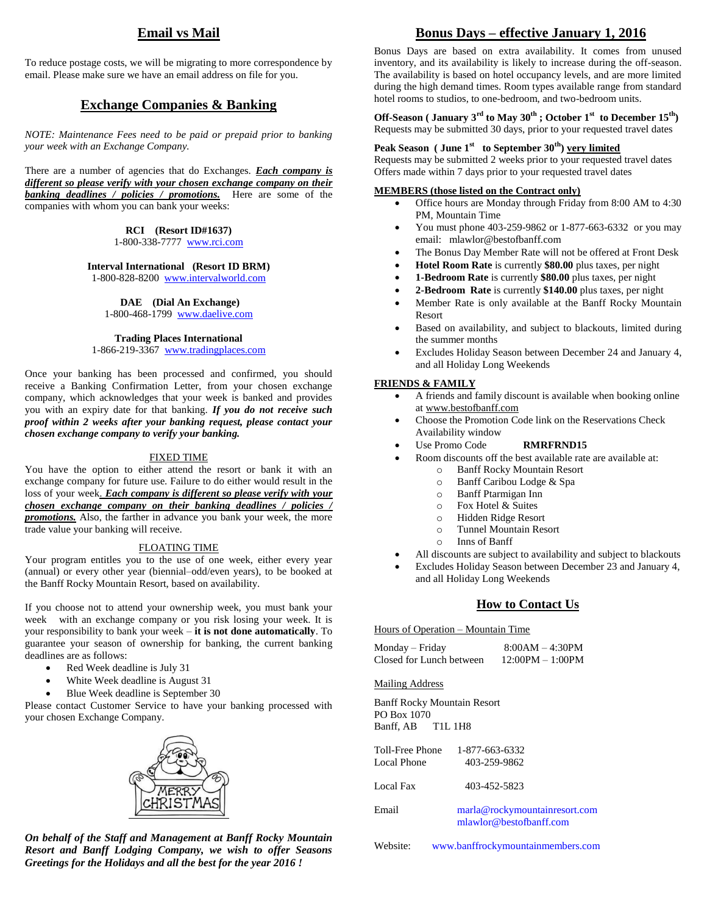## Email vs Mail

To reduce postage costs, we will be migrating to more correspondence by email. Please make sure we have an email address on file for you.

## Exchange Companies & Banking

*NOTE: Maintenance Fees need to be paid or prepaid prior to banking your week with an Exchange Company.*

There are a number of agencies that do Exchanges. ***Each company is different so please verify with your chosen exchange company on their banking deadlines / policies / promotions.*** Here are some of the companies with whom you can bank your weeks:

**RCI (Resort ID#1637)**
1-800-338-7777 www.rci.com

**Interval International (Resort ID BRM)**
1-800-828-8200 www.intervalworld.com

**DAE (Dial An Exchange)**
1-800-468-1799 www.daelive.com

**Trading Places International**
1-866-219-3367 www.tradingplaces.com

Once your banking has been processed and confirmed, you should receive a Banking Confirmation Letter, from your chosen exchange company, which acknowledges that your week is banked and provides you with an expiry date for that banking. ***If you do not receive such proof within 2 weeks after your banking request, please contact your chosen exchange company to verify your banking.***

### FIXED TIME

You have the option to either attend the resort or bank it with an exchange company for future use. Failure to do either would result in the loss of your week. ***Each company is different so please verify with your chosen exchange company on their banking deadlines / policies / promotions.*** Also, the farther in advance you bank your week, the more trade value your banking will receive.

### FLOATING TIME

Your program entitles you to the use of one week, either every year (annual) or every other year (biennial–odd/even years), to be booked at the Banff Rocky Mountain Resort, based on availability.

If you choose not to attend your ownership week, you must bank your week with an exchange company or you risk losing your week. It is your responsibility to bank your week – **it is not done automatically**. To guarantee your season of ownership for banking, the current banking deadlines are as follows:

- Red Week deadline is July 31
- White Week deadline is August 31
- Blue Week deadline is September 30

Please contact Customer Service to have your banking processed with your chosen Exchange Company.

***On behalf of the Staff and Management at Banff Rocky Mountain Resort and Banff Lodging Company, we wish to offer Seasons Greetings for the Holidays and all the best for the year 2016 !***

## Bonus Days – effective January 1, 2016

Bonus Days are based on extra availability. It comes from unused inventory, and its availability is likely to increase during the off-season. The availability is based on hotel occupancy levels, and are more limited during the high demand times. Room types available range from standard hotel rooms to studios, to one-bedroom, and two-bedroom units.

**Off-Season ( January 3rd to May 30th ; October 1st to December 15th)**
Requests may be submitted 30 days, prior to your requested travel dates

**Peak Season ( June 1st to September 30th) very limited**
Requests may be submitted 2 weeks prior to your requested travel dates
Offers made within 7 days prior to your requested travel dates

**MEMBERS (those listed on the Contract only)**

- Office hours are Monday through Friday from 8:00 AM to 4:30 PM, Mountain Time
- You must phone 403-259-9862 or 1-877-663-6332 or you may email: mlawlor@bestofbanff.com
- The Bonus Day Member Rate will not be offered at Front Desk
- **Hotel Room Rate** is currently **$80.00** plus taxes, per night
- **1-Bedroom Rate** is currently **$80.00** plus taxes, per night
- **2-Bedroom Rate** is currently **$140.00** plus taxes, per night
- Member Rate is only available at the Banff Rocky Mountain Resort
- Based on availability, and subject to blackouts, limited during the summer months
- Excludes Holiday Season between December 24 and January 4, and all Holiday Long Weekends

**FRIENDS & FAMILY**

- A friends and family discount is available when booking online at www.bestofbanff.com
- Choose the Promotion Code link on the Reservations Check Availability window
- Use Promo Code **RMRFRND15**
- Room discounts off the best available rate are available at:
  - Banff Rocky Mountain Resort
  - Banff Caribou Lodge & Spa
  - Banff Ptarmigan Inn
  - Fox Hotel & Suites
  - Hidden Ridge Resort
  - Tunnel Mountain Resort
  - Inns of Banff
- All discounts are subject to availability and subject to blackouts
- Excludes Holiday Season between December 23 and January 4, and all Holiday Long Weekends

## How to Contact Us

Hours of Operation – Mountain Time

Monday – Friday 8:00AM – 4:30PM
Closed for Lunch between 12:00PM – 1:00PM

Mailing Address

Banff Rocky Mountain Resort
PO Box 1070
Banff, AB T1L 1H8

Toll-Free Phone 1-877-663-6332
Local Phone 403-259-9862

Local Fax 403-452-5823

Email marla@rockymountainresort.com
mlawlor@bestofbanff.com

Website: www.banffrockymountainmembers.com